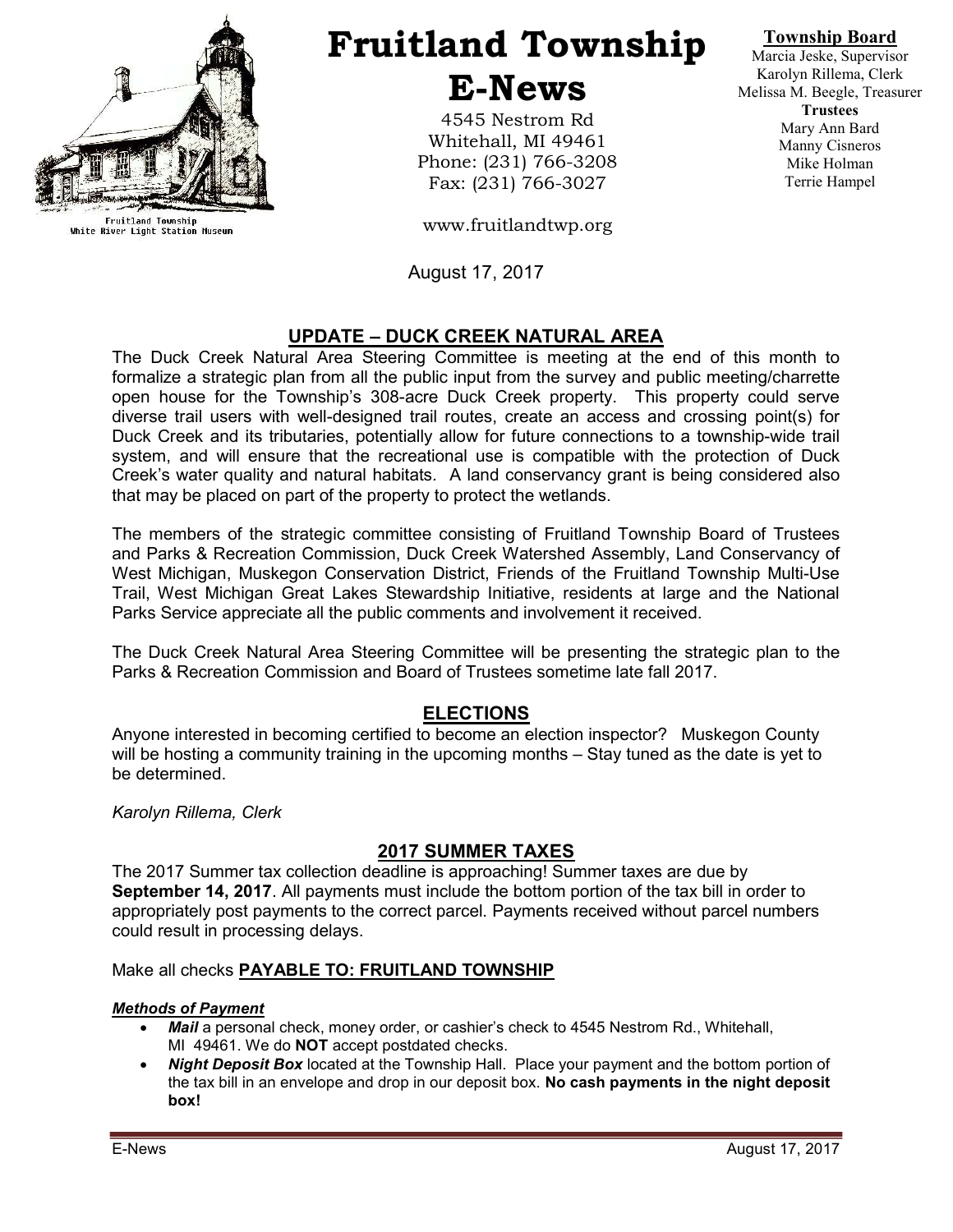Fruitland Township
White River Light Station Museum

# Fruitland Township E-News

4545 Nestrom Rd
Whitehall, MI 49461
Phone: (231) 766-3208
Fax: (231) 766-3027

www.fruitlandtwp.org

**Township Board**
Marcia Jeske, Supervisor
Karolyn Rillema, Clerk
Melissa M. Beegle, Treasurer
**Trustees**
Mary Ann Bard
Manny Cisneros
Mike Holman
Terrie Hampel

August 17, 2017

## UPDATE – DUCK CREEK NATURAL AREA

The Duck Creek Natural Area Steering Committee is meeting at the end of this month to formalize a strategic plan from all the public input from the survey and public meeting/charrette open house for the Township's 308-acre Duck Creek property. This property could serve diverse trail users with well-designed trail routes, create an access and crossing point(s) for Duck Creek and its tributaries, potentially allow for future connections to a township-wide trail system, and will ensure that the recreational use is compatible with the protection of Duck Creek's water quality and natural habitats. A land conservancy grant is being considered also that may be placed on part of the property to protect the wetlands.

The members of the strategic committee consisting of Fruitland Township Board of Trustees and Parks & Recreation Commission, Duck Creek Watershed Assembly, Land Conservancy of West Michigan, Muskegon Conservation District, Friends of the Fruitland Township Multi-Use Trail, West Michigan Great Lakes Stewardship Initiative, residents at large and the National Parks Service appreciate all the public comments and involvement it received.

The Duck Creek Natural Area Steering Committee will be presenting the strategic plan to the Parks & Recreation Commission and Board of Trustees sometime late fall 2017.

## ELECTIONS

Anyone interested in becoming certified to become an election inspector? Muskegon County will be hosting a community training in the upcoming months – Stay tuned as the date is yet to be determined.

*Karolyn Rillema, Clerk*

## 2017 SUMMER TAXES

The 2017 Summer tax collection deadline is approaching! Summer taxes are due by **September 14, 2017**. All payments must include the bottom portion of the tax bill in order to appropriately post payments to the correct parcel. Payments received without parcel numbers could result in processing delays.

Make all checks **PAYABLE TO: FRUITLAND TOWNSHIP**

***Methods of Payment***

- ***Mail*** a personal check, money order, or cashier's check to 4545 Nestrom Rd., Whitehall, MI 49461. We do **NOT** accept postdated checks.
- ***Night Deposit Box*** located at the Township Hall. Place your payment and the bottom portion of the tax bill in an envelope and drop in our deposit box. **No cash payments in the night deposit box!**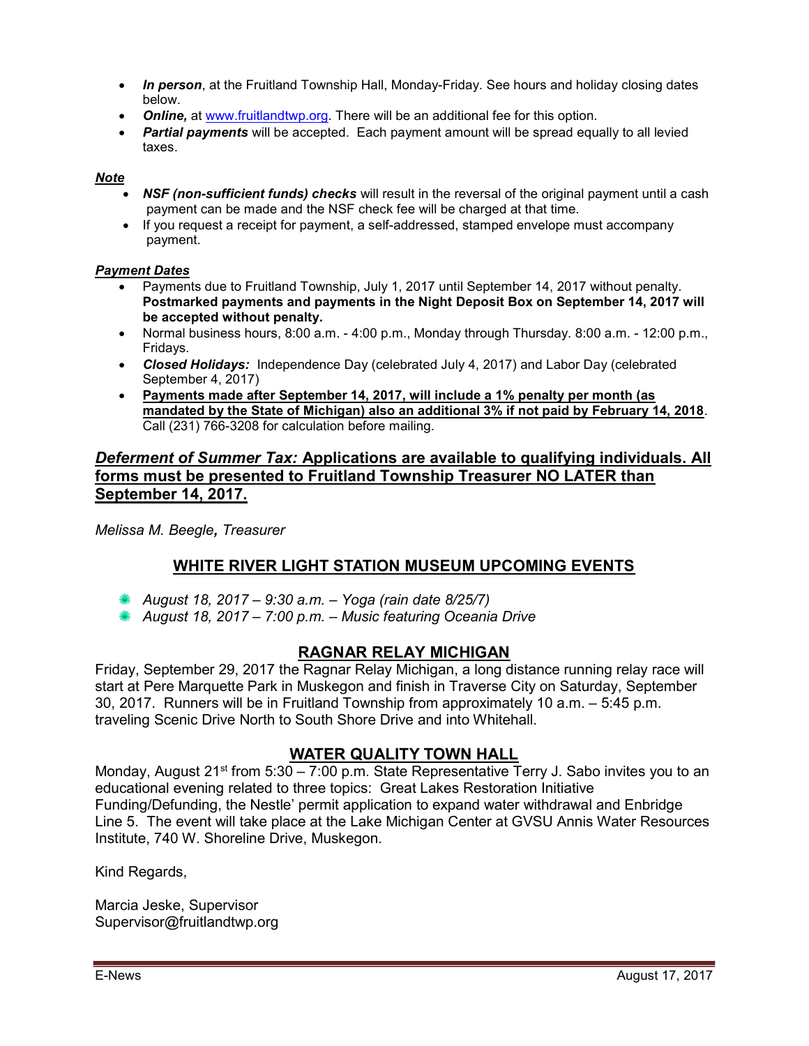- ***In person***, at the Fruitland Township Hall, Monday-Friday. See hours and holiday closing dates below.
- ***Online,*** at www.fruitlandtwp.org. There will be an additional fee for this option.
- ***Partial payments*** will be accepted. Each payment amount will be spread equally to all levied taxes.

***Note***

- ***NSF (non-sufficient funds) checks*** will result in the reversal of the original payment until a cash payment can be made and the NSF check fee will be charged at that time.
- If you request a receipt for payment, a self-addressed, stamped envelope must accompany payment.

***Payment Dates***

- Payments due to Fruitland Township, July 1, 2017 until September 14, 2017 without penalty. **Postmarked payments and payments in the Night Deposit Box on September 14, 2017 will be accepted without penalty.**
- Normal business hours, 8:00 a.m. - 4:00 p.m., Monday through Thursday. 8:00 a.m. - 12:00 p.m., Fridays.
- ***Closed Holidays:*** Independence Day (celebrated July 4, 2017) and Labor Day (celebrated September 4, 2017)
- **Payments made after September 14, 2017, will include a 1% penalty per month (as mandated by the State of Michigan) also an additional 3% if not paid by February 14, 2018**. Call (231) 766-3208 for calculation before mailing.

### ***Deferment of Summer Tax:*** **Applications are available to qualifying individuals. All forms must be presented to Fruitland Township Treasurer NO LATER than September 14, 2017.**

*Melissa M. Beegle, Treasurer*

## WHITE RIVER LIGHT STATION MUSEUM UPCOMING EVENTS

- *August 18, 2017 – 9:30 a.m. – Yoga (rain date 8/25/7)*
- *August 18, 2017 – 7:00 p.m. – Music featuring Oceania Drive*

## RAGNAR RELAY MICHIGAN

Friday, September 29, 2017 the Ragnar Relay Michigan, a long distance running relay race will start at Pere Marquette Park in Muskegon and finish in Traverse City on Saturday, September 30, 2017. Runners will be in Fruitland Township from approximately 10 a.m. – 5:45 p.m. traveling Scenic Drive North to South Shore Drive and into Whitehall.

## WATER QUALITY TOWN HALL

Monday, August 21st from 5:30 – 7:00 p.m. State Representative Terry J. Sabo invites you to an educational evening related to three topics: Great Lakes Restoration Initiative Funding/Defunding, the Nestle' permit application to expand water withdrawal and Enbridge Line 5. The event will take place at the Lake Michigan Center at GVSU Annis Water Resources Institute, 740 W. Shoreline Drive, Muskegon.

Kind Regards,

Marcia Jeske, Supervisor
Supervisor@fruitlandtwp.org